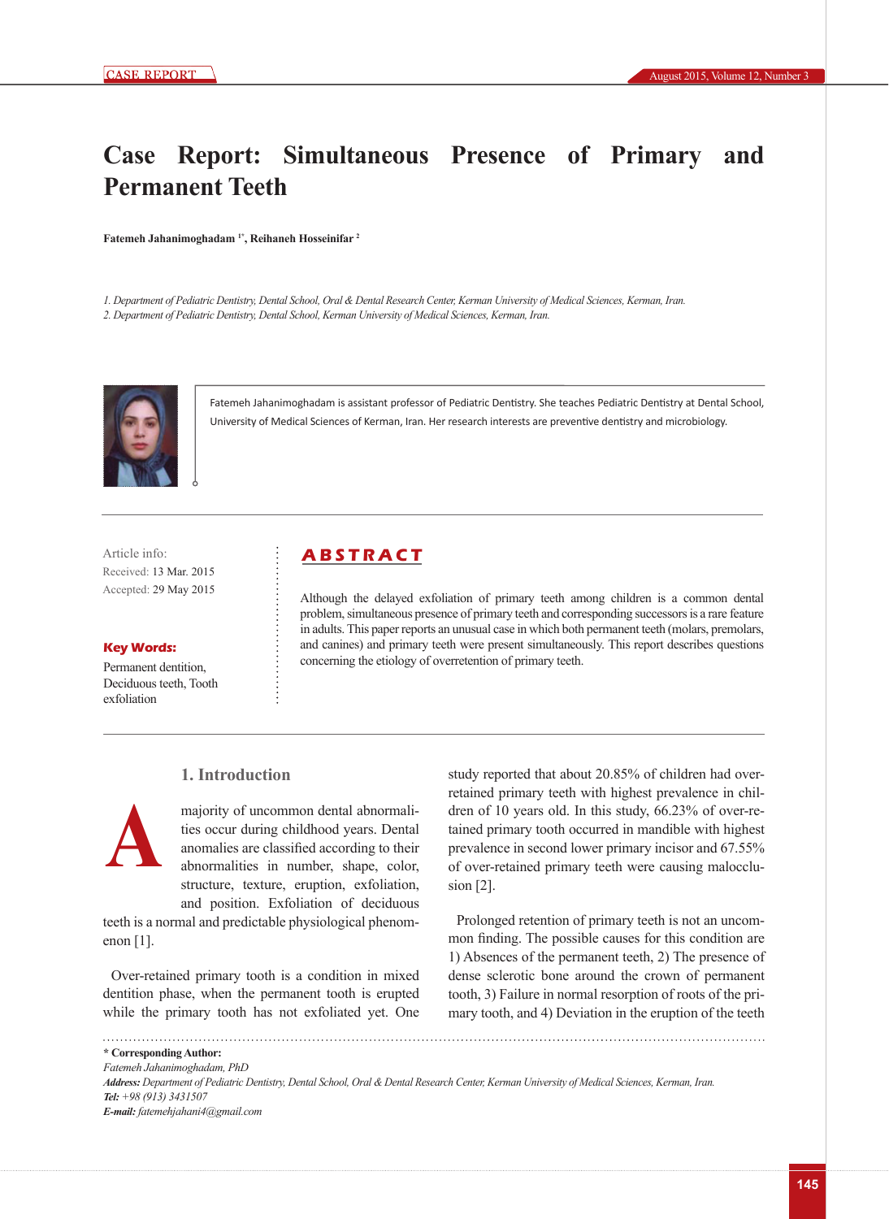CASE REPORT

# Case Report: Simultaneous Presence of Primary and Permanent Teeth

**Fatemeh Jahanimoghadam [1*], Reihaneh Hosseinifar [2]**

*1. Department of Pediatric Dentistry, Dental School, Oral & Dental Research Center, Kerman University of Medical Sciences, Kerman, Iran.*
*2. Department of Pediatric Dentistry, Dental School, Kerman University of Medical Sciences, Kerman, Iran.*

Fatemeh Jahanimoghadam is assistant professor of Pediatric Dentistry. She teaches Pediatric Dentistry at Dental School, University of Medical Sciences of Kerman, Iran. Her research interests are preventive dentistry and microbiology.

Article info:
Received: 13 Mar. 2015
Accepted: 29 May 2015

**Key Words:**
Permanent dentition, Deciduous teeth, Tooth exfoliation

## ABSTRACT

Although the delayed exfoliation of primary teeth among children is a common dental problem, simultaneous presence of primary teeth and corresponding successors is a rare feature in adults. This paper reports an unusual case in which both permanent teeth (molars, premolars, and canines) and primary teeth were present simultaneously. This report describes questions concerning the etiology of overretention of primary teeth.

## 1. Introduction

A majority of uncommon dental abnormalities occur during childhood years. Dental anomalies are classified according to their abnormalities in number, shape, color, structure, texture, eruption, exfoliation, and position. Exfoliation of deciduous teeth is a normal and predictable physiological phenomenon [1].

Over-retained primary tooth is a condition in mixed dentition phase, when the permanent tooth is erupted while the primary tooth has not exfoliated yet. One study reported that about 20.85% of children had over-retained primary teeth with highest prevalence in children of 10 years old. In this study, 66.23% of over-retained primary tooth occurred in mandible with highest prevalence in second lower primary incisor and 67.55% of over-retained primary teeth were causing malocclusion [2].

Prolonged retention of primary teeth is not an uncommon finding. The possible causes for this condition are 1) Absences of the permanent teeth, 2) The presence of dense sclerotic bone around the crown of permanent tooth, 3) Failure in normal resorption of roots of the primary tooth, and 4) Deviation in the eruption of the teeth

**\* Corresponding Author:**
*Fatemeh Jahanimoghadam, PhD*
***Address:*** *Department of Pediatric Dentistry, Dental School, Oral & Dental Research Center, Kerman University of Medical Sciences, Kerman, Iran.*
***Tel:*** *+98 (913) 3431507*
***E-mail:*** *fatemehjahani4@gmail.com*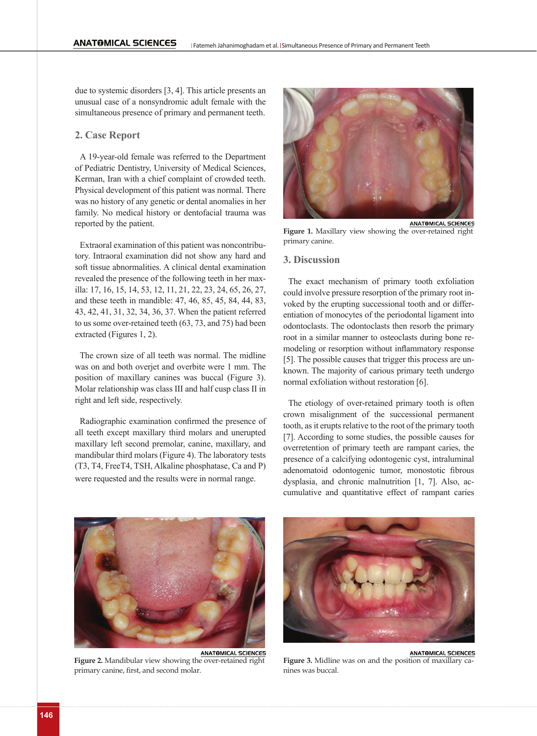due to systemic disorders [3, 4]. This article presents an unusual case of a nonsyndromic adult female with the simultaneous presence of primary and permanent teeth.

## 2. Case Report

A 19-year-old female was referred to the Department of Pediatric Dentistry, University of Medical Sciences, Kerman, Iran with a chief complaint of crowded teeth. Physical development of this patient was normal. There was no history of any genetic or dental anomalies in her family. No medical history or dentofacial trauma was reported by the patient.

Extraoral examination of this patient was noncontributory. Intraoral examination did not show any hard and soft tissue abnormalities. A clinical dental examination revealed the presence of the following teeth in her maxilla: 17, 16, 15, 14, 53, 12, 11, 21, 22, 23, 24, 65, 26, 27, and these teeth in mandible: 47, 46, 85, 45, 84, 44, 83, 43, 42, 41, 31, 32, 34, 36, 37. When the patient referred to us some over-retained teeth (63, 73, and 75) had been extracted (Figures 1, 2).

The crown size of all teeth was normal. The midline was on and both overjet and overbite were 1 mm. The position of maxillary canines was buccal (Figure 3). Molar relationship was class III and half cusp class II in right and left side, respectively.

Radiographic examination confirmed the presence of all teeth except maxillary third molars and unerupted maxillary left second premolar, canine, maxillary, and mandibular third molars (Figure 4). The laboratory tests (T3, T4, FreeT4, TSH, Alkaline phosphatase, Ca and P) were requested and the results were in normal range.

Figure 1. Maxillary view showing the over-retained right primary canine.

## 3. Discussion

The exact mechanism of primary tooth exfoliation could involve pressure resorption of the primary root invoked by the erupting successional tooth and or differentiation of monocytes of the periodontal ligament into odontoclasts. The odontoclasts then resorb the primary root in a similar manner to osteoclasts during bone remodeling or resorption without inflammatory response [5]. The possible causes that trigger this process are unknown. The majority of carious primary teeth undergo normal exfoliation without restoration [6].

The etiology of over-retained primary tooth is often crown misalignment of the successional permanent tooth, as it erupts relative to the root of the primary tooth [7]. According to some studies, the possible causes for overretention of primary teeth are rampant caries, the presence of a calcifying odontogenic cyst, intraluminal adenomatoid odontogenic tumor, monostotic fibrous dysplasia, and chronic malnutrition [1, 7]. Also, accumulative and quantitative effect of rampant caries

Figure 2. Mandibular view showing the over-retained right primary canine, first, and second molar.

Figure 3. Midline was on and the position of maxillary canines was buccal.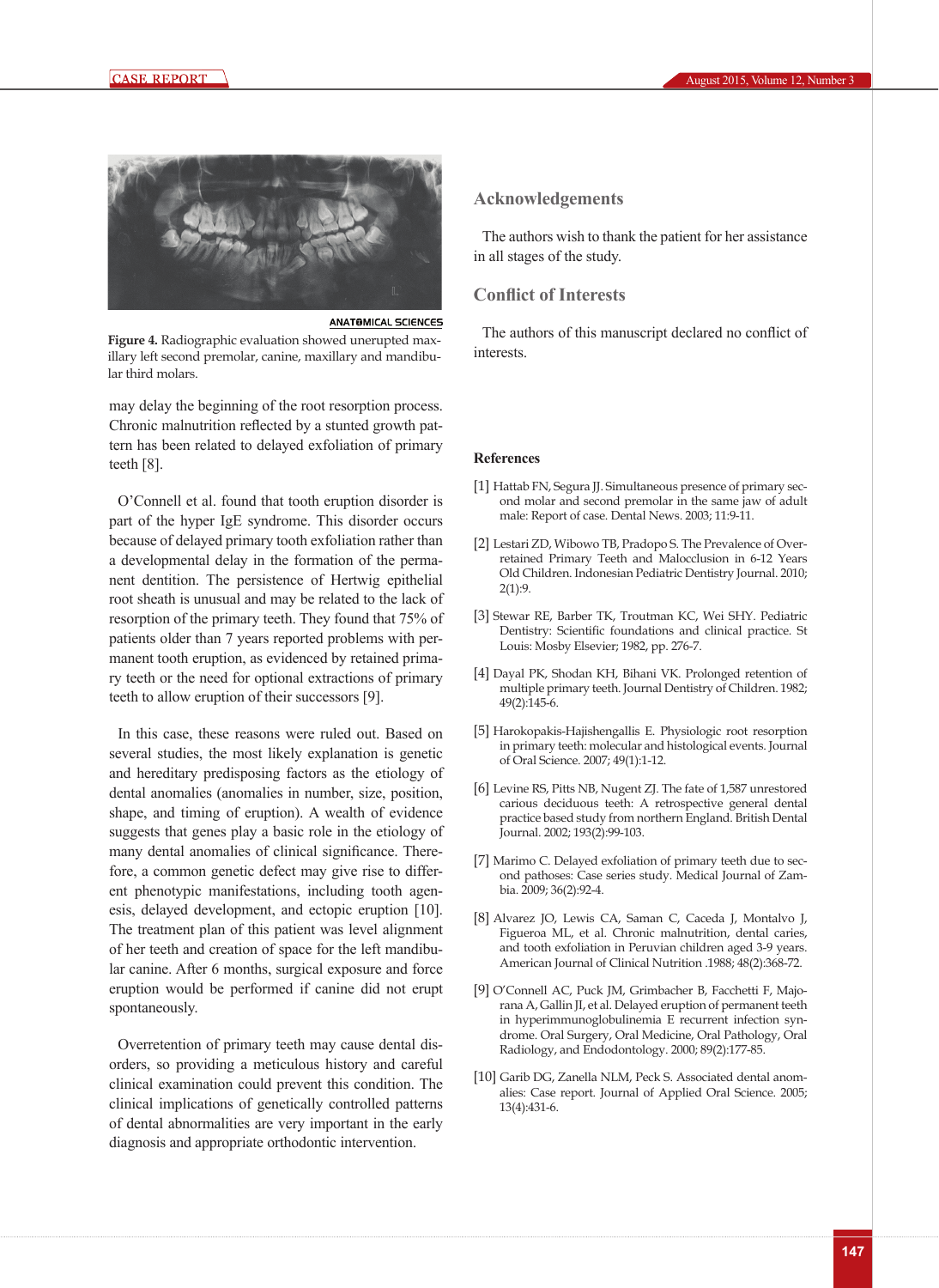Figure 4. Radiographic evaluation showed unerupted maxillary left second premolar, canine, maxillary and mandibular third molars.

may delay the beginning of the root resorption process. Chronic malnutrition reflected by a stunted growth pattern has been related to delayed exfoliation of primary teeth [8].

O'Connell et al. found that tooth eruption disorder is part of the hyper IgE syndrome. This disorder occurs because of delayed primary tooth exfoliation rather than a developmental delay in the formation of the permanent dentition. The persistence of Hertwig epithelial root sheath is unusual and may be related to the lack of resorption of the primary teeth. They found that 75% of patients older than 7 years reported problems with permanent tooth eruption, as evidenced by retained primary teeth or the need for optional extractions of primary teeth to allow eruption of their successors [9].

In this case, these reasons were ruled out. Based on several studies, the most likely explanation is genetic and hereditary predisposing factors as the etiology of dental anomalies (anomalies in number, size, position, shape, and timing of eruption). A wealth of evidence suggests that genes play a basic role in the etiology of many dental anomalies of clinical significance. Therefore, a common genetic defect may give rise to different phenotypic manifestations, including tooth agenesis, delayed development, and ectopic eruption [10]. The treatment plan of this patient was level alignment of her teeth and creation of space for the left mandibular canine. After 6 months, surgical exposure and force eruption would be performed if canine did not erupt spontaneously.

Overretention of primary teeth may cause dental disorders, so providing a meticulous history and careful clinical examination could prevent this condition. The clinical implications of genetically controlled patterns of dental abnormalities are very important in the early diagnosis and appropriate orthodontic intervention.

## Acknowledgements

The authors wish to thank the patient for her assistance in all stages of the study.

## Conflict of Interests

The authors of this manuscript declared no conflict of interests.

## References

[1] Hattab FN, Segura JJ. Simultaneous presence of primary second molar and second premolar in the same jaw of adult male: Report of case. Dental News. 2003; 11:9-11.

[2] Lestari ZD, Wibowo TB, Pradopo S. The Prevalence of Over-retained Primary Teeth and Malocclusion in 6-12 Years Old Children. Indonesian Pediatric Dentistry Journal. 2010; 2(1):9.

[3] Stewar RE, Barber TK, Troutman KC, Wei SHY. Pediatric Dentistry: Scientific foundations and clinical practice. St Louis: Mosby Elsevier; 1982, pp. 276-7.

[4] Dayal PK, Shodan KH, Bihani VK. Prolonged retention of multiple primary teeth. Journal Dentistry of Children. 1982; 49(2):145-6.

[5] Harokopakis-Hajishengallis E. Physiologic root resorption in primary teeth: molecular and histological events. Journal of Oral Science. 2007; 49(1):1-12.

[6] Levine RS, Pitts NB, Nugent ZJ. The fate of 1,587 unrestored carious deciduous teeth: A retrospective general dental practice based study from northern England. British Dental Journal. 2002; 193(2):99-103.

[7] Marimo C. Delayed exfoliation of primary teeth due to second pathoses: Case series study. Medical Journal of Zambia. 2009; 36(2):92-4.

[8] Alvarez JO, Lewis CA, Saman C, Caceda J, Montalvo J, Figueroa ML, et al. Chronic malnutrition, dental caries, and tooth exfoliation in Peruvian children aged 3-9 years. American Journal of Clinical Nutrition .1988; 48(2):368-72.

[9] O'Connell AC, Puck JM, Grimbacher B, Facchetti F, Majorana A, Gallin JI, et al. Delayed eruption of permanent teeth in hyperimmunoglobulinemia E recurrent infection syndrome. Oral Surgery, Oral Medicine, Oral Pathology, Oral Radiology, and Endodontology. 2000; 89(2):177-85.

[10] Garib DG, Zanella NLM, Peck S. Associated dental anomalies: Case report. Journal of Applied Oral Science. 2005; 13(4):431-6.